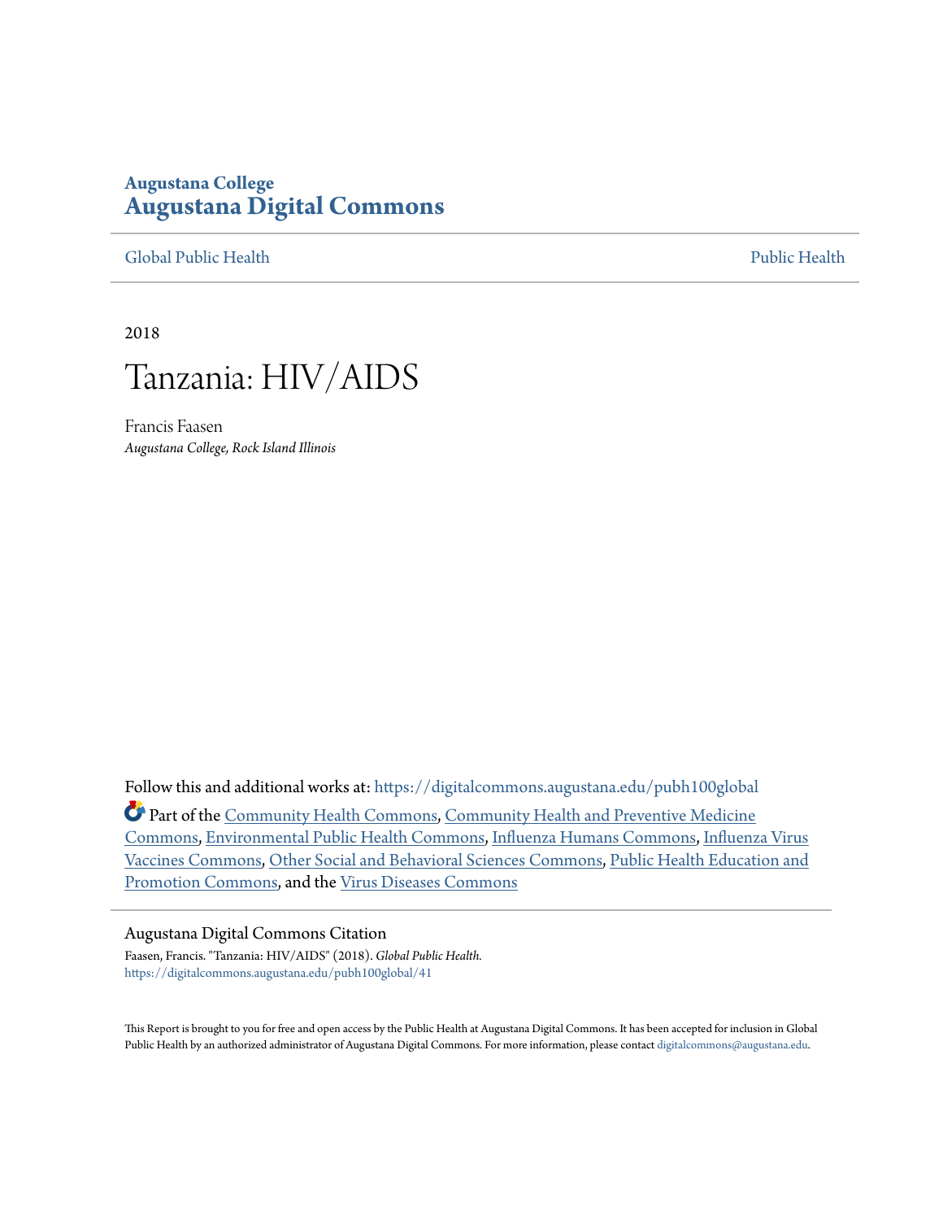Augustana College
**Augustana Digital Commons**

Global Public Health | Public Health

2018

# Tanzania: HIV/AIDS

Francis Faasen
*Augustana College, Rock Island Illinois*

Follow this and additional works at: https://digitalcommons.augustana.edu/pubh100global

Part of the Community Health Commons, Community Health and Preventive Medicine Commons, Environmental Public Health Commons, Influenza Humans Commons, Influenza Virus Vaccines Commons, Other Social and Behavioral Sciences Commons, Public Health Education and Promotion Commons, and the Virus Diseases Commons

Augustana Digital Commons Citation
Faasen, Francis. "Tanzania: HIV/AIDS" (2018). *Global Public Health.*
https://digitalcommons.augustana.edu/pubh100global/41

This Report is brought to you for free and open access by the Public Health at Augustana Digital Commons. It has been accepted for inclusion in Global Public Health by an authorized administrator of Augustana Digital Commons. For more information, please contact digitalcommons@augustana.edu.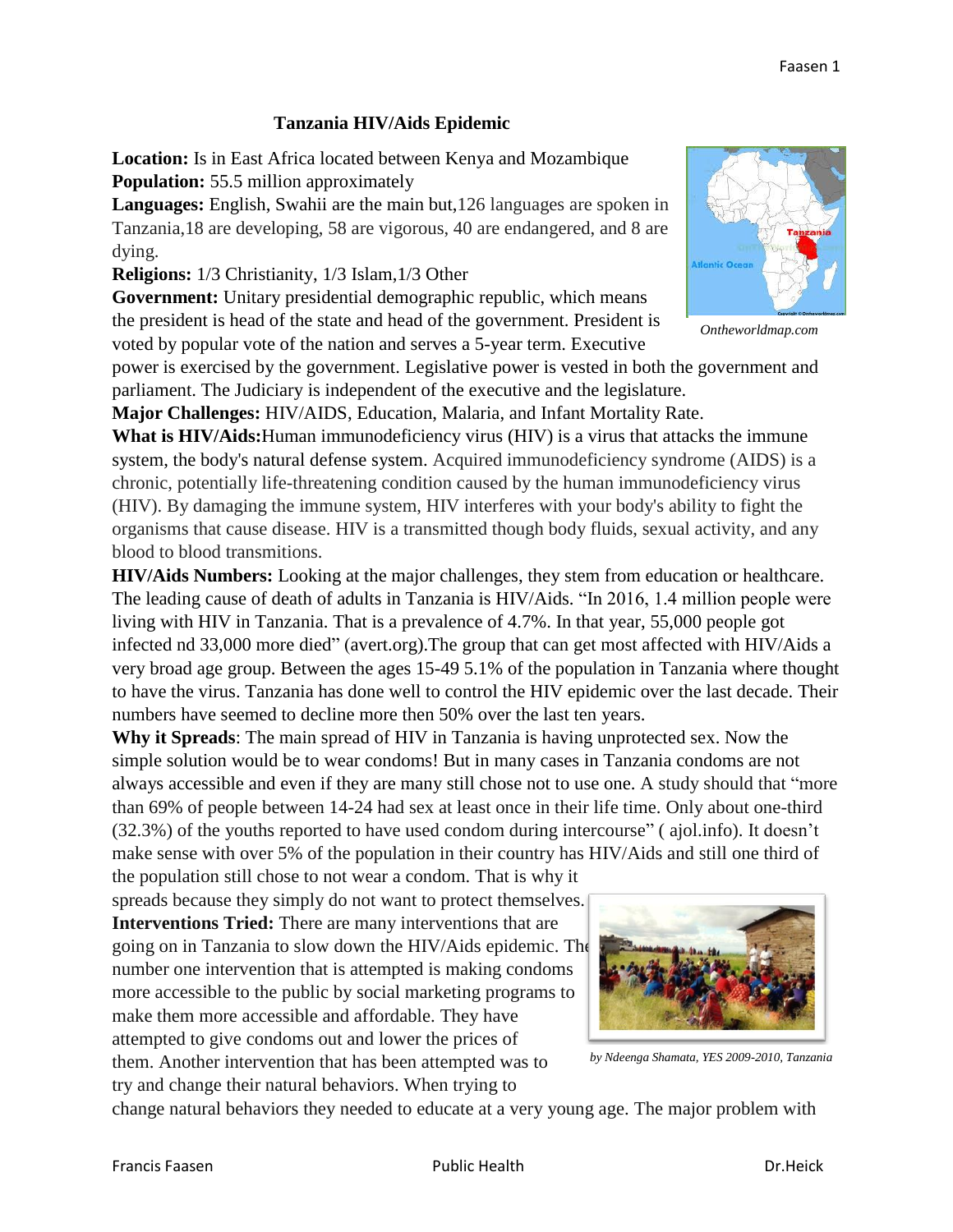# Tanzania HIV/Aids Epidemic

**Location:** Is in East Africa located between Kenya and Mozambique
**Population:** 55.5 million approximately
**Languages:** English, Swahii are the main but,126 languages are spoken in Tanzania,18 are developing, 58 are vigorous, 40 are endangered, and 8 are dying.
**Religions:** 1/3 Christianity, 1/3 Islam,1/3 Other
**Government:** Unitary presidential demographic republic, which means the president is head of the state and head of the government. President is voted by popular vote of the nation and serves a 5-year term. Executive power is exercised by the government. Legislative power is vested in both the government and parliament. The Judiciary is independent of the executive and the legislature.

*Ontheworldmap.com*

**Major Challenges:** HIV/AIDS, Education, Malaria, and Infant Mortality Rate.
**What is HIV/Aids:**Human immunodeficiency virus (HIV) is a virus that attacks the immune system, the body's natural defense system. Acquired immunodeficiency syndrome (AIDS) is a chronic, potentially life-threatening condition caused by the human immunodeficiency virus (HIV). By damaging the immune system, HIV interferes with your body's ability to fight the organisms that cause disease. HIV is a transmitted though body fluids, sexual activity, and any blood to blood transmitions.

**HIV/Aids Numbers:** Looking at the major challenges, they stem from education or healthcare. The leading cause of death of adults in Tanzania is HIV/Aids. “In 2016, 1.4 million people were living with HIV in Tanzania. That is a prevalence of 4.7%. In that year, 55,000 people got infected nd 33,000 more died” (avert.org).The group that can get most affected with HIV/Aids a very broad age group. Between the ages 15-49 5.1% of the population in Tanzania where thought to have the virus. Tanzania has done well to control the HIV epidemic over the last decade. Their numbers have seemed to decline more then 50% over the last ten years.

**Why it Spreads**: The main spread of HIV in Tanzania is having unprotected sex. Now the simple solution would be to wear condoms! But in many cases in Tanzania condoms are not always accessible and even if they are many still chose not to use one. A study should that “more than 69% of people between 14-24 had sex at least once in their life time. Only about one-third (32.3%) of the youths reported to have used condom during intercourse” ( ajol.info). It doesn’t make sense with over 5% of the population in their country has HIV/Aids and still one third of the population still chose to not wear a condom. That is why it spreads because they simply do not want to protect themselves.

**Interventions Tried:** There are many interventions that are going on in Tanzania to slow down the HIV/Aids epidemic. The number one intervention that is attempted is making condoms more accessible to the public by social marketing programs to make them more accessible and affordable. They have attempted to give condoms out and lower the prices of them. Another intervention that has been attempted was to try and change their natural behaviors. When trying to change natural behaviors they needed to educate at a very young age. The major problem with

*by Ndeenga Shamata, YES 2009-2010, Tanzania*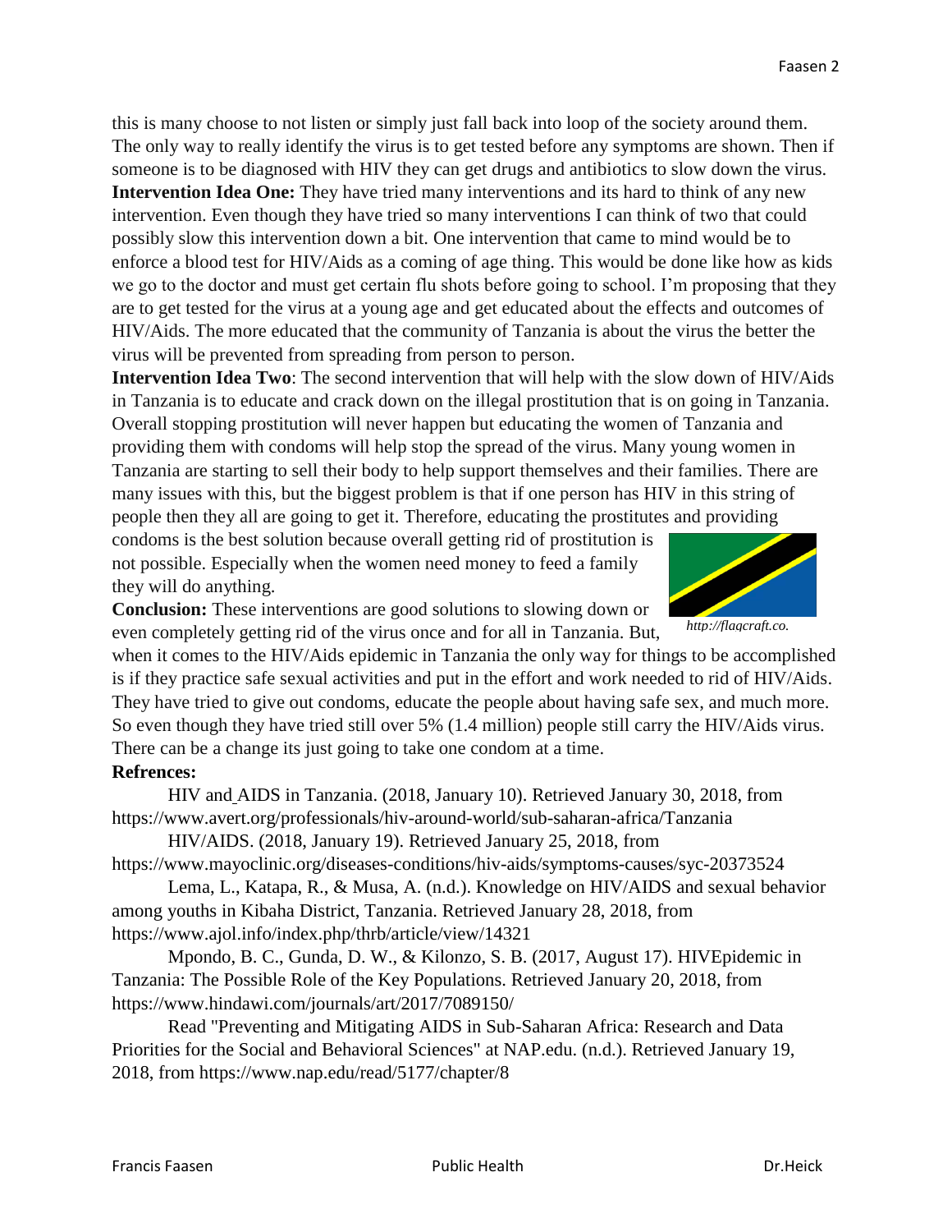this is many choose to not listen or simply just fall back into loop of the society around them. The only way to really identify the virus is to get tested before any symptoms are shown. Then if someone is to be diagnosed with HIV they can get drugs and antibiotics to slow down the virus.

**Intervention Idea One:** They have tried many interventions and its hard to think of any new intervention. Even though they have tried so many interventions I can think of two that could possibly slow this intervention down a bit. One intervention that came to mind would be to enforce a blood test for HIV/Aids as a coming of age thing. This would be done like how as kids we go to the doctor and must get certain flu shots before going to school. I'm proposing that they are to get tested for the virus at a young age and get educated about the effects and outcomes of HIV/Aids. The more educated that the community of Tanzania is about the virus the better the virus will be prevented from spreading from person to person.

**Intervention Idea Two**: The second intervention that will help with the slow down of HIV/Aids in Tanzania is to educate and crack down on the illegal prostitution that is on going in Tanzania. Overall stopping prostitution will never happen but educating the women of Tanzania and providing them with condoms will help stop the spread of the virus. Many young women in Tanzania are starting to sell their body to help support themselves and their families. There are many issues with this, but the biggest problem is that if one person has HIV in this string of people then they all are going to get it. Therefore, educating the prostitutes and providing condoms is the best solution because overall getting rid of prostitution is not possible. Especially when the women need money to feed a family they will do anything.

*http://flagcraft.co.*

**Conclusion:** These interventions are good solutions to slowing down or even completely getting rid of the virus once and for all in Tanzania. But, when it comes to the HIV/Aids epidemic in Tanzania the only way for things to be accomplished is if they practice safe sexual activities and put in the effort and work needed to rid of HIV/Aids. They have tried to give out condoms, educate the people about having safe sex, and much more. So even though they have tried still over 5% (1.4 million) people still carry the HIV/Aids virus. There can be a change its just going to take one condom at a time.

**Refrences:**

HIV and AIDS in Tanzania. (2018, January 10). Retrieved January 30, 2018, from https://www.avert.org/professionals/hiv-around-world/sub-saharan-africa/Tanzania

HIV/AIDS. (2018, January 19). Retrieved January 25, 2018, from https://www.mayoclinic.org/diseases-conditions/hiv-aids/symptoms-causes/syc-20373524

Lema, L., Katapa, R., & Musa, A. (n.d.). Knowledge on HIV/AIDS and sexual behavior among youths in Kibaha District, Tanzania. Retrieved January 28, 2018, from https://www.ajol.info/index.php/thrb/article/view/14321

Mpondo, B. C., Gunda, D. W., & Kilonzo, S. B. (2017, August 17). HIVEpidemic in Tanzania: The Possible Role of the Key Populations. Retrieved January 20, 2018, from https://www.hindawi.com/journals/art/2017/7089150/

Read "Preventing and Mitigating AIDS in Sub-Saharan Africa: Research and Data Priorities for the Social and Behavioral Sciences" at NAP.edu. (n.d.). Retrieved January 19, 2018, from https://www.nap.edu/read/5177/chapter/8